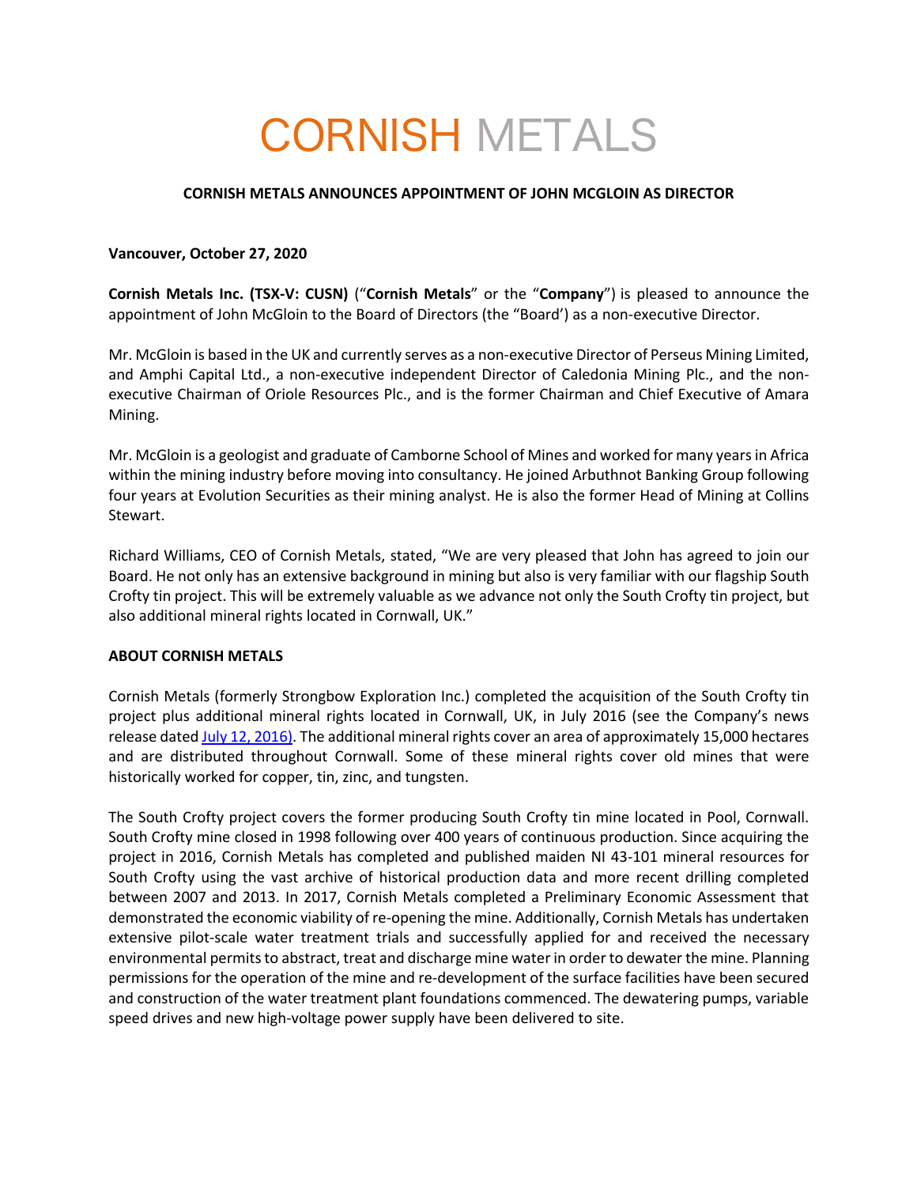# CORNISH METALS

**CORNISH METALS ANNOUNCES APPOINTMENT OF JOHN MCGLOIN AS DIRECTOR**

**Vancouver, October 27, 2020**

**Cornish Metals Inc. (TSX-V: CUSN)** ("**Cornish Metals**" or the "**Company**") is pleased to announce the appointment of John McGloin to the Board of Directors (the "Board') as a non-executive Director.

Mr. McGloin is based in the UK and currently serves as a non-executive Director of Perseus Mining Limited, and Amphi Capital Ltd., a non-executive independent Director of Caledonia Mining Plc., and the non-executive Chairman of Oriole Resources Plc., and is the former Chairman and Chief Executive of Amara Mining.

Mr. McGloin is a geologist and graduate of Camborne School of Mines and worked for many years in Africa within the mining industry before moving into consultancy. He joined Arbuthnot Banking Group following four years at Evolution Securities as their mining analyst. He is also the former Head of Mining at Collins Stewart.

Richard Williams, CEO of Cornish Metals, stated, "We are very pleased that John has agreed to join our Board. He not only has an extensive background in mining but also is very familiar with our flagship South Crofty tin project. This will be extremely valuable as we advance not only the South Crofty tin project, but also additional mineral rights located in Cornwall, UK."

**ABOUT CORNISH METALS**

Cornish Metals (formerly Strongbow Exploration Inc.) completed the acquisition of the South Crofty tin project plus additional mineral rights located in Cornwall, UK, in July 2016 (see the Company's news release dated July 12, 2016). The additional mineral rights cover an area of approximately 15,000 hectares and are distributed throughout Cornwall. Some of these mineral rights cover old mines that were historically worked for copper, tin, zinc, and tungsten.

The South Crofty project covers the former producing South Crofty tin mine located in Pool, Cornwall. South Crofty mine closed in 1998 following over 400 years of continuous production. Since acquiring the project in 2016, Cornish Metals has completed and published maiden NI 43-101 mineral resources for South Crofty using the vast archive of historical production data and more recent drilling completed between 2007 and 2013. In 2017, Cornish Metals completed a Preliminary Economic Assessment that demonstrated the economic viability of re-opening the mine. Additionally, Cornish Metals has undertaken extensive pilot-scale water treatment trials and successfully applied for and received the necessary environmental permits to abstract, treat and discharge mine water in order to dewater the mine. Planning permissions for the operation of the mine and re-development of the surface facilities have been secured and construction of the water treatment plant foundations commenced. The dewatering pumps, variable speed drives and new high-voltage power supply have been delivered to site.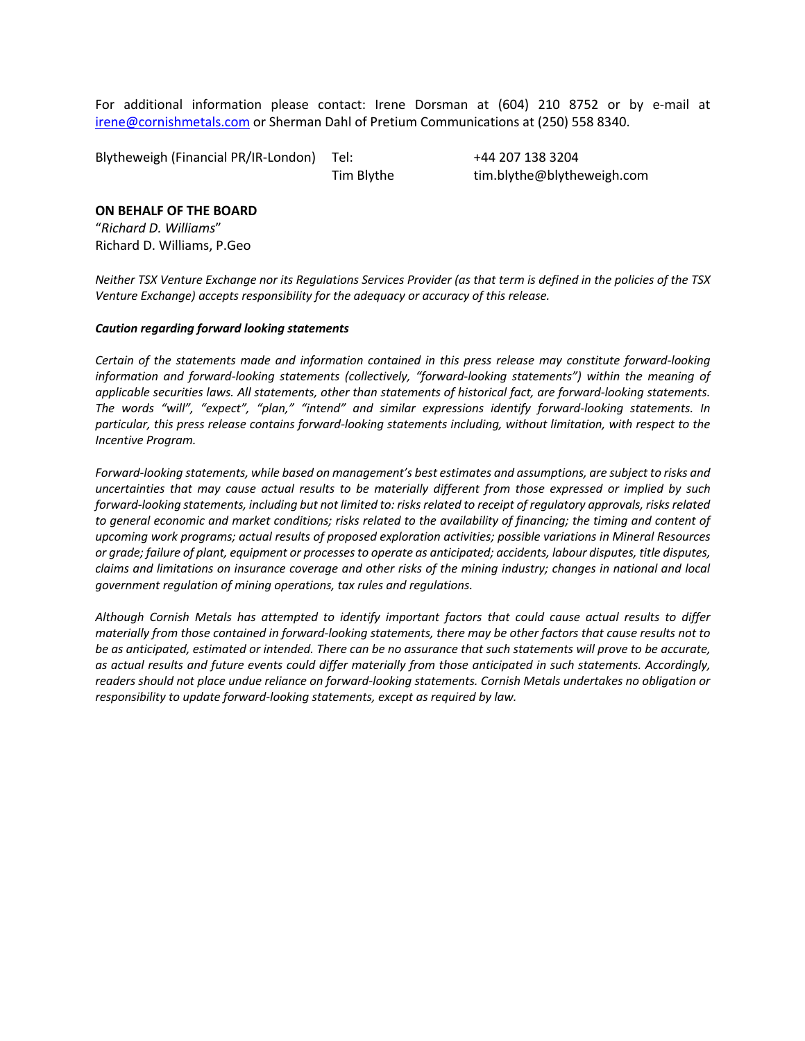For additional information please contact: Irene Dorsman at (604) 210 8752 or by e-mail at irene@cornishmetals.com or Sherman Dahl of Pretium Communications at (250) 558 8340.

| | | |
|---|---|---|
| Blytheweigh (Financial PR/IR-London) | Tel: | +44 207 138 3204 |
| | Tim Blythe | tim.blythe@blytheweigh.com |

**ON BEHALF OF THE BOARD**
"*Richard D. Williams*"
Richard D. Williams, P.Geo

*Neither TSX Venture Exchange nor its Regulations Services Provider (as that term is defined in the policies of the TSX Venture Exchange) accepts responsibility for the adequacy or accuracy of this release.*

***Caution regarding forward looking statements***

*Certain of the statements made and information contained in this press release may constitute forward-looking information and forward-looking statements (collectively, "forward-looking statements") within the meaning of applicable securities laws. All statements, other than statements of historical fact, are forward-looking statements. The words "will", "expect", "plan," "intend" and similar expressions identify forward-looking statements. In particular, this press release contains forward-looking statements including, without limitation, with respect to the Incentive Program.*

*Forward-looking statements, while based on management's best estimates and assumptions, are subject to risks and uncertainties that may cause actual results to be materially different from those expressed or implied by such forward-looking statements, including but not limited to: risks related to receipt of regulatory approvals, risks related to general economic and market conditions; risks related to the availability of financing; the timing and content of upcoming work programs; actual results of proposed exploration activities; possible variations in Mineral Resources or grade; failure of plant, equipment or processes to operate as anticipated; accidents, labour disputes, title disputes, claims and limitations on insurance coverage and other risks of the mining industry; changes in national and local government regulation of mining operations, tax rules and regulations.*

*Although Cornish Metals has attempted to identify important factors that could cause actual results to differ materially from those contained in forward-looking statements, there may be other factors that cause results not to be as anticipated, estimated or intended. There can be no assurance that such statements will prove to be accurate, as actual results and future events could differ materially from those anticipated in such statements. Accordingly, readers should not place undue reliance on forward-looking statements. Cornish Metals undertakes no obligation or responsibility to update forward-looking statements, except as required by law.*